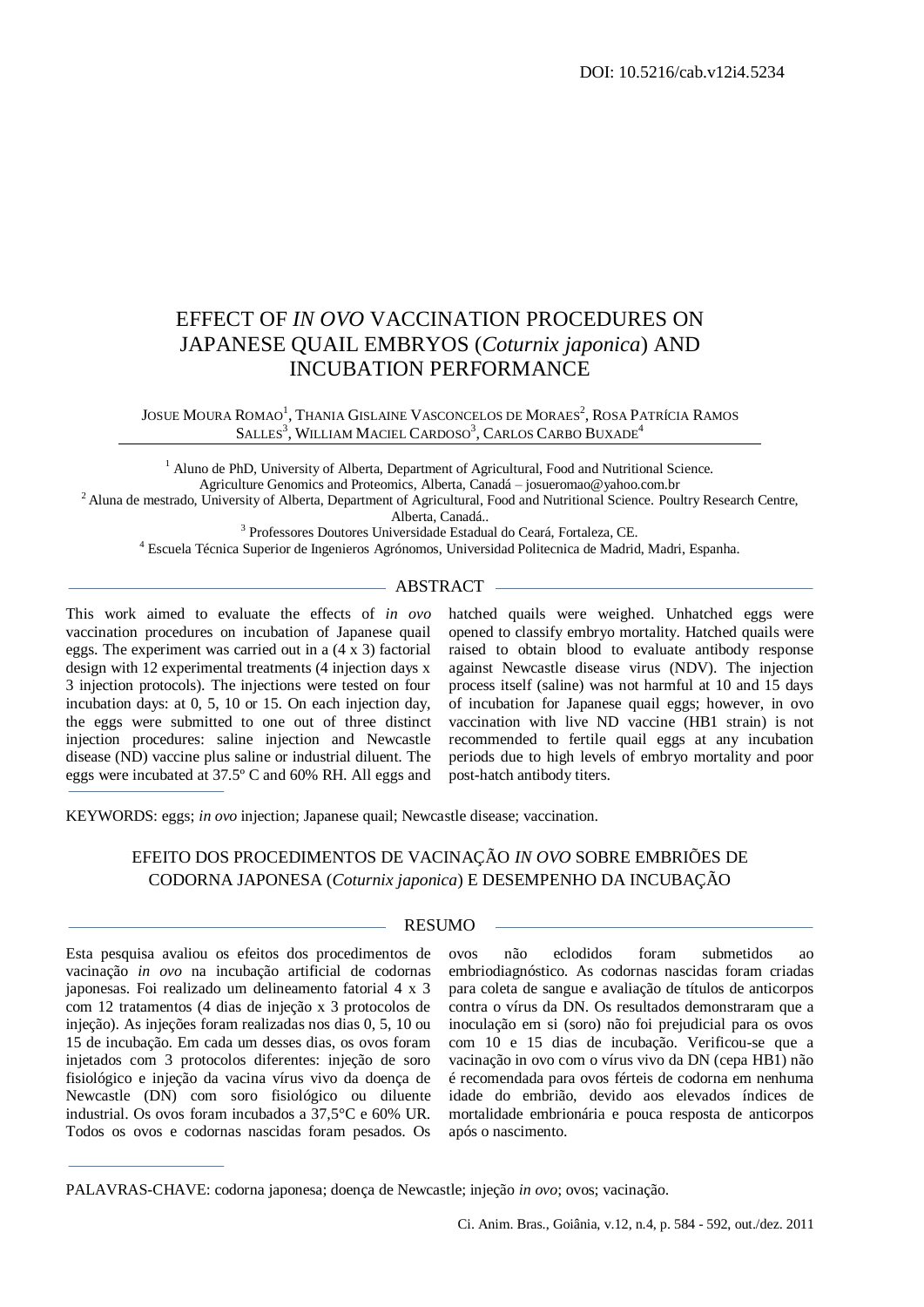DOI: 10.5216/cab.v12i4.5234

# EFFECT OF *IN OVO* VACCINATION PROCEDURES ON JAPANESE QUAIL EMBRYOS (*Coturnix japonica*) AND INCUBATION PERFORMANCE

JOSUE MOURA ROMAO[1], THANIA GISLAINE VASCONCELOS DE MORAES[2], ROSA PATRÍCIA RAMOS SALLES[3], WILLIAM MACIEL CARDOSO[3], CARLOS CARBO BUXADE[4]

[1] Aluno de PhD, University of Alberta, Department of Agricultural, Food and Nutritional Science. Agriculture Genomics and Proteomics, Alberta, Canadá – josueromao@yahoo.com.br
[2] Aluna de mestrado, University of Alberta, Department of Agricultural, Food and Nutritional Science. Poultry Research Centre, Alberta, Canadá..
[3] Professores Doutores Universidade Estadual do Ceará, Fortaleza, CE.
[4] Escuela Técnica Superior de Ingenieros Agrónomos, Universidad Politecnica de Madrid, Madri, Espanha.

## ABSTRACT

This work aimed to evaluate the effects of *in ovo* vaccination procedures on incubation of Japanese quail eggs. The experiment was carried out in a (4 x 3) factorial design with 12 experimental treatments (4 injection days x 3 injection protocols). The injections were tested on four incubation days: at 0, 5, 10 or 15. On each injection day, the eggs were submitted to one out of three distinct injection procedures: saline injection and Newcastle disease (ND) vaccine plus saline or industrial diluent. The eggs were incubated at 37.5º C and 60% RH. All eggs and hatched quails were weighed. Unhatched eggs were opened to classify embryo mortality. Hatched quails were raised to obtain blood to evaluate antibody response against Newcastle disease virus (NDV). The injection process itself (saline) was not harmful at 10 and 15 days of incubation for Japanese quail eggs; however, in ovo vaccination with live ND vaccine (HB1 strain) is not recommended to fertile quail eggs at any incubation periods due to high levels of embryo mortality and poor post-hatch antibody titers.

KEYWORDS: eggs; *in ovo* injection; Japanese quail; Newcastle disease; vaccination.

# EFEITO DOS PROCEDIMENTOS DE VACINAÇÃO *IN OVO* SOBRE EMBRIÕES DE CODORNA JAPONESA (*Coturnix japonica*) E DESEMPENHO DA INCUBAÇÃO

## RESUMO

Esta pesquisa avaliou os efeitos dos procedimentos de vacinação *in ovo* na incubação artificial de codornas japonesas. Foi realizado um delineamento fatorial 4 x 3 com 12 tratamentos (4 dias de injeção x 3 protocolos de injeção). As injeções foram realizadas nos dias 0, 5, 10 ou 15 de incubação. Em cada um desses dias, os ovos foram injetados com 3 protocolos diferentes: injeção de soro fisiológico e injeção da vacina vírus vivo da doença de Newcastle (DN) com soro fisiológico ou diluente industrial. Os ovos foram incubados a 37,5°C e 60% UR. Todos os ovos e codornas nascidas foram pesados. Os ovos não eclodidos foram submetidos ao embriodiagnóstico. As codornas nascidas foram criadas para coleta de sangue e avaliação de títulos de anticorpos contra o vírus da DN. Os resultados demonstraram que a inoculação em si (soro) não foi prejudicial para os ovos com 10 e 15 dias de incubação. Verificou-se que a vacinação in ovo com o vírus vivo da DN (cepa HB1) não é recomendada para ovos férteis de codorna em nenhuma idade do embrião, devido aos elevados índices de mortalidade embrionária e pouca resposta de anticorpos após o nascimento.

PALAVRAS-CHAVE: codorna japonesa; doença de Newcastle; injeção *in ovo*; ovos; vacinação.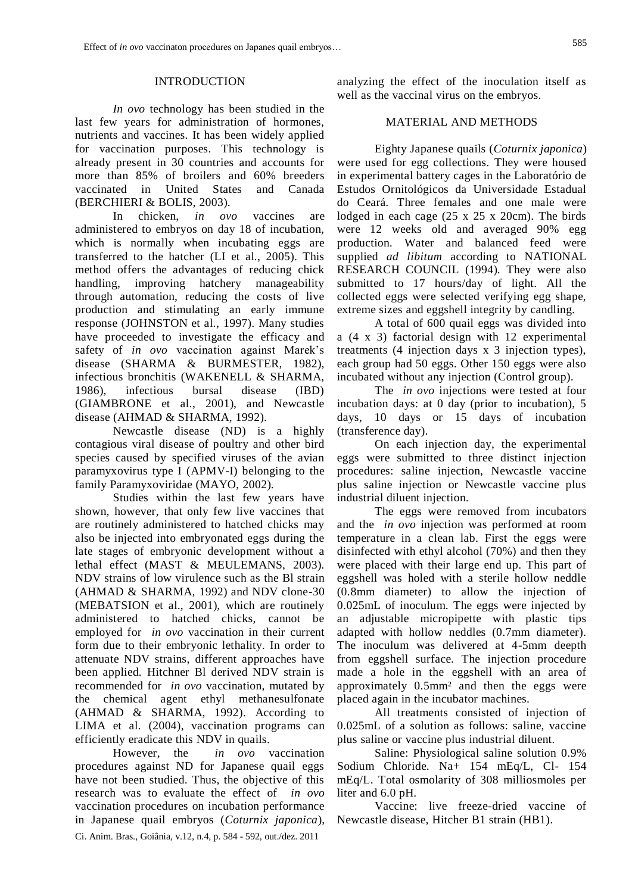## INTRODUCTION

*In ovo* technology has been studied in the last few years for administration of hormones, nutrients and vaccines. It has been widely applied for vaccination purposes. This technology is already present in 30 countries and accounts for more than 85% of broilers and 60% breeders vaccinated in United States and Canada (BERCHIERI & BOLIS, 2003).

In chicken, *in ovo* vaccines are administered to embryos on day 18 of incubation, which is normally when incubating eggs are transferred to the hatcher (LI et al., 2005). This method offers the advantages of reducing chick handling, improving hatchery manageability through automation, reducing the costs of live production and stimulating an early immune response (JOHNSTON et al., 1997). Many studies have proceeded to investigate the efficacy and safety of *in ovo* vaccination against Marek's disease (SHARMA & BURMESTER, 1982), infectious bronchitis (WAKENELL & SHARMA, 1986), infectious bursal disease (IBD) (GIAMBRONE et al., 2001), and Newcastle disease (AHMAD & SHARMA, 1992).

Newcastle disease (ND) is a highly contagious viral disease of poultry and other bird species caused by specified viruses of the avian paramyxovirus type I (APMV-I) belonging to the family Paramyxoviridae (MAYO, 2002).

Studies within the last few years have shown, however, that only few live vaccines that are routinely administered to hatched chicks may also be injected into embryonated eggs during the late stages of embryonic development without a lethal effect (MAST & MEULEMANS, 2003). NDV strains of low virulence such as the Bl strain (AHMAD & SHARMA, 1992) and NDV clone-30 (MEBATSION et al., 2001), which are routinely administered to hatched chicks, cannot be employed for *in ovo* vaccination in their current form due to their embryonic lethality. In order to attenuate NDV strains, different approaches have been applied. Hitchner Bl derived NDV strain is recommended for *in ovo* vaccination, mutated by the chemical agent ethyl methanesulfonate (AHMAD & SHARMA, 1992). According to LIMA et al. (2004), vaccination programs can efficiently eradicate this NDV in quails.

However, the *in ovo* vaccination procedures against ND for Japanese quail eggs have not been studied. Thus, the objective of this research was to evaluate the effect of *in ovo* vaccination procedures on incubation performance in Japanese quail embryos (*Coturnix japonica*), analyzing the effect of the inoculation itself as well as the vaccinal virus on the embryos.

## MATERIAL AND METHODS

Eighty Japanese quails (*Coturnix japonica*) were used for egg collections. They were housed in experimental battery cages in the Laboratório de Estudos Ornitológicos da Universidade Estadual do Ceará. Three females and one male were lodged in each cage (25 x 25 x 20cm). The birds were 12 weeks old and averaged 90% egg production. Water and balanced feed were supplied *ad libitum* according to NATIONAL RESEARCH COUNCIL (1994). They were also submitted to 17 hours/day of light. All the collected eggs were selected verifying egg shape, extreme sizes and eggshell integrity by candling.

A total of 600 quail eggs was divided into a (4 x 3) factorial design with 12 experimental treatments (4 injection days x 3 injection types), each group had 50 eggs. Other 150 eggs were also incubated without any injection (Control group).

The *in ovo* injections were tested at four incubation days: at 0 day (prior to incubation), 5 days, 10 days or 15 days of incubation (transference day).

On each injection day, the experimental eggs were submitted to three distinct injection procedures: saline injection, Newcastle vaccine plus saline injection or Newcastle vaccine plus industrial diluent injection.

The eggs were removed from incubators and the *in ovo* injection was performed at room temperature in a clean lab. First the eggs were disinfected with ethyl alcohol (70%) and then they were placed with their large end up. This part of eggshell was holed with a sterile hollow neddle (0.8mm diameter) to allow the injection of 0.025mL of inoculum. The eggs were injected by an adjustable micropipette with plastic tips adapted with hollow neddles (0.7mm diameter). The inoculum was delivered at 4-5mm deepth from eggshell surface. The injection procedure made a hole in the eggshell with an area of approximately 0.5mm² and then the eggs were placed again in the incubator machines.

All treatments consisted of injection of 0.025mL of a solution as follows: saline, vaccine plus saline or vaccine plus industrial diluent.

Saline: Physiological saline solution 0.9% Sodium Chloride. $Na^+$ 154 mEq/L, $Cl^-$ 154 mEq/L. Total osmolarity of 308 milliosmoles per liter and 6.0 pH.

Vaccine: live freeze-dried vaccine of Newcastle disease, Hitcher B1 strain (HB1).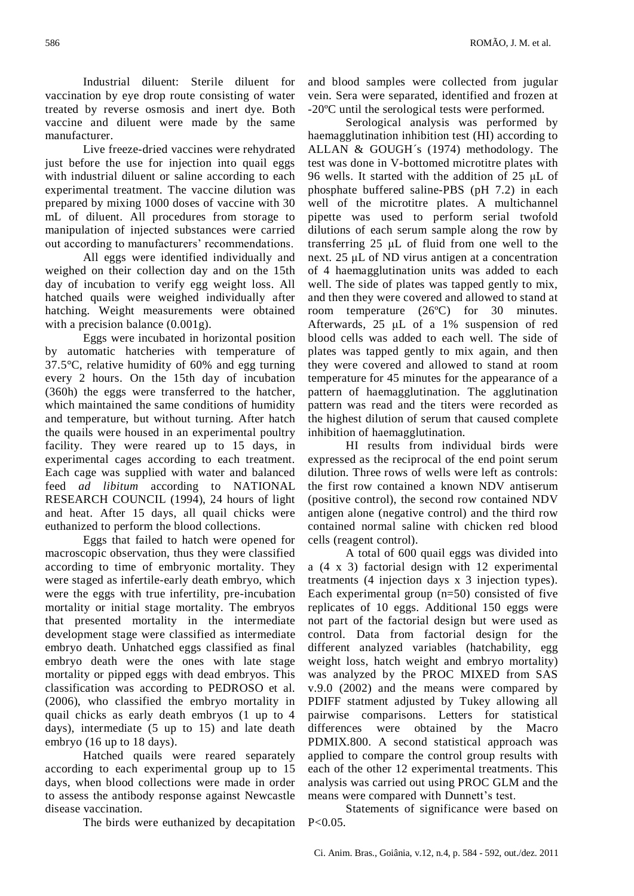Industrial diluent: Sterile diluent for vaccination by eye drop route consisting of water treated by reverse osmosis and inert dye. Both vaccine and diluent were made by the same manufacturer.

Live freeze-dried vaccines were rehydrated just before the use for injection into quail eggs with industrial diluent or saline according to each experimental treatment. The vaccine dilution was prepared by mixing 1000 doses of vaccine with 30 mL of diluent. All procedures from storage to manipulation of injected substances were carried out according to manufacturers' recommendations.

All eggs were identified individually and weighed on their collection day and on the 15th day of incubation to verify egg weight loss. All hatched quails were weighed individually after hatching. Weight measurements were obtained with a precision balance (0.001g).

Eggs were incubated in horizontal position by automatic hatcheries with temperature of 37.5°C, relative humidity of 60% and egg turning every 2 hours. On the 15th day of incubation (360h) the eggs were transferred to the hatcher, which maintained the same conditions of humidity and temperature, but without turning. After hatch the quails were housed in an experimental poultry facility. They were reared up to 15 days, in experimental cages according to each treatment. Each cage was supplied with water and balanced feed *ad libitum* according to NATIONAL RESEARCH COUNCIL (1994), 24 hours of light and heat. After 15 days, all quail chicks were euthanized to perform the blood collections.

Eggs that failed to hatch were opened for macroscopic observation, thus they were classified according to time of embryonic mortality. They were staged as infertile-early death embryo, which were the eggs with true infertility, pre-incubation mortality or initial stage mortality. The embryos that presented mortality in the intermediate development stage were classified as intermediate embryo death. Unhatched eggs classified as final embryo death were the ones with late stage mortality or pipped eggs with dead embryos. This classification was according to PEDROSO et al. (2006), who classified the embryo mortality in quail chicks as early death embryos (1 up to 4 days), intermediate (5 up to 15) and late death embryo (16 up to 18 days).

Hatched quails were reared separately according to each experimental group up to 15 days, when blood collections were made in order to assess the antibody response against Newcastle disease vaccination.

The birds were euthanized by decapitation and blood samples were collected from jugular vein. Sera were separated, identified and frozen at -20ºC until the serological tests were performed.

Serological analysis was performed by haemagglutination inhibition test (HI) according to ALLAN & GOUGH´s (1974) methodology. The test was done in V-bottomed microtitre plates with 96 wells. It started with the addition of 25 μL of phosphate buffered saline-PBS (pH 7.2) in each well of the microtitre plates. A multichannel pipette was used to perform serial twofold dilutions of each serum sample along the row by transferring 25 μL of fluid from one well to the next. 25 μL of ND virus antigen at a concentration of 4 haemagglutination units was added to each well. The side of plates was tapped gently to mix, and then they were covered and allowed to stand at room temperature (26ºC) for 30 minutes. Afterwards, 25 μL of a 1% suspension of red blood cells was added to each well. The side of plates was tapped gently to mix again, and then they were covered and allowed to stand at room temperature for 45 minutes for the appearance of a pattern of haemagglutination. The agglutination pattern was read and the titers were recorded as the highest dilution of serum that caused complete inhibition of haemagglutination.

HI results from individual birds were expressed as the reciprocal of the end point serum dilution. Three rows of wells were left as controls: the first row contained a known NDV antiserum (positive control), the second row contained NDV antigen alone (negative control) and the third row contained normal saline with chicken red blood cells (reagent control).

A total of 600 quail eggs was divided into a (4 x 3) factorial design with 12 experimental treatments (4 injection days x 3 injection types). Each experimental group (n=50) consisted of five replicates of 10 eggs. Additional 150 eggs were not part of the factorial design but were used as control. Data from factorial design for the different analyzed variables (hatchability, egg weight loss, hatch weight and embryo mortality) was analyzed by the PROC MIXED from SAS v.9.0 (2002) and the means were compared by PDIFF statment adjusted by Tukey allowing all pairwise comparisons. Letters for statistical differences were obtained by the Macro PDMIX.800. A second statistical approach was applied to compare the control group results with each of the other 12 experimental treatments. This analysis was carried out using PROC GLM and the means were compared with Dunnett's test.

Statements of significance were based on $P<0.05$.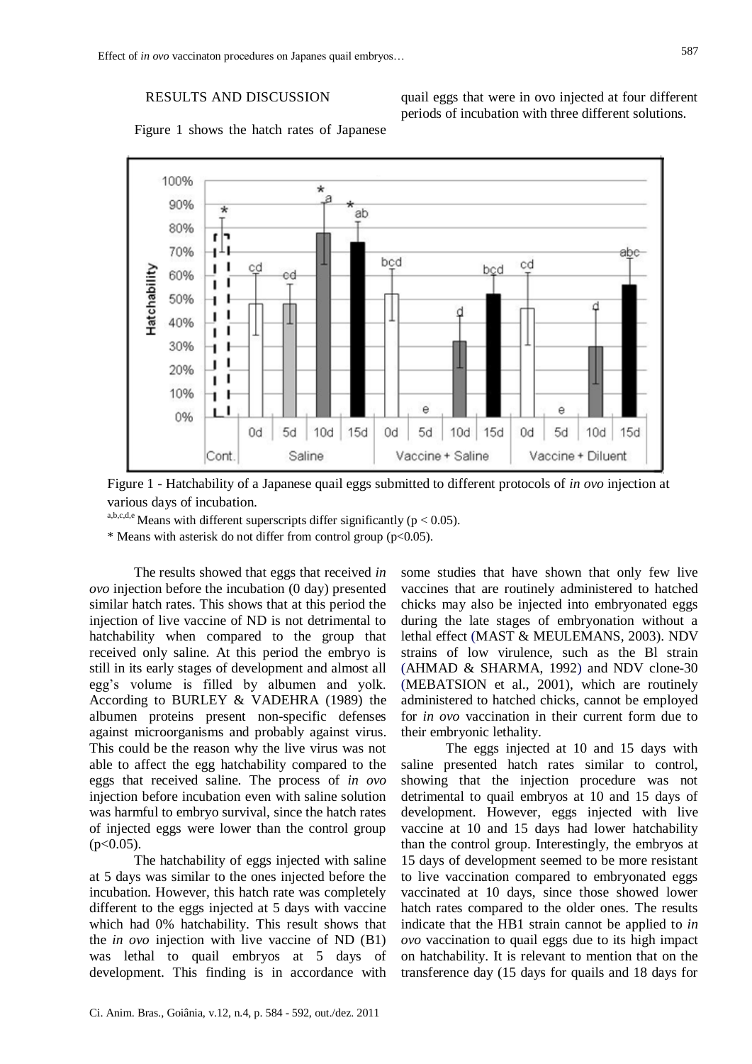## RESULTS AND DISCUSSION

Figure 1 shows the hatch rates of Japanese quail eggs that were in ovo injected at four different periods of incubation with three different solutions.

Figure 1 - Hatchability of a Japanese quail eggs submitted to different protocols of *in ovo* injection at various days of incubation.

a,b,c,d,e Means with different superscripts differ significantly ($p < 0.05$).

* Means with asterisk do not differ from control group ($p<0.05$).

The results showed that eggs that received *in ovo* injection before the incubation (0 day) presented similar hatch rates. This shows that at this period the injection of live vaccine of ND is not detrimental to hatchability when compared to the group that received only saline. At this period the embryo is still in its early stages of development and almost all egg's volume is filled by albumen and yolk. According to BURLEY & VADEHRA (1989) the albumen proteins present non-specific defenses against microorganisms and probably against virus. This could be the reason why the live virus was not able to affect the egg hatchability compared to the eggs that received saline. The process of *in ovo* injection before incubation even with saline solution was harmful to embryo survival, since the hatch rates of injected eggs were lower than the control group ($p<0.05$).

The hatchability of eggs injected with saline at 5 days was similar to the ones injected before the incubation. However, this hatch rate was completely different to the eggs injected at 5 days with vaccine which had 0% hatchability. This result shows that the *in ovo* injection with live vaccine of ND (B1) was lethal to quail embryos at 5 days of development. This finding is in accordance with some studies that have shown that only few live vaccines that are routinely administered to hatched chicks may also be injected into embryonated eggs during the late stages of embryonation without a lethal effect (MAST & MEULEMANS, 2003). NDV strains of low virulence, such as the Bl strain (AHMAD & SHARMA, 1992) and NDV clone-30 (MEBATSION et al., 2001), which are routinely administered to hatched chicks, cannot be employed for *in ovo* vaccination in their current form due to their embryonic lethality.

The eggs injected at 10 and 15 days with saline presented hatch rates similar to control, showing that the injection procedure was not detrimental to quail embryos at 10 and 15 days of development. However, eggs injected with live vaccine at 10 and 15 days had lower hatchability than the control group. Interestingly, the embryos at 15 days of development seemed to be more resistant to live vaccination compared to embryonated eggs vaccinated at 10 days, since those showed lower hatch rates compared to the older ones. The results indicate that the HB1 strain cannot be applied to *in ovo* vaccination to quail eggs due to its high impact on hatchability. It is relevant to mention that on the transference day (15 days for quails and 18 days for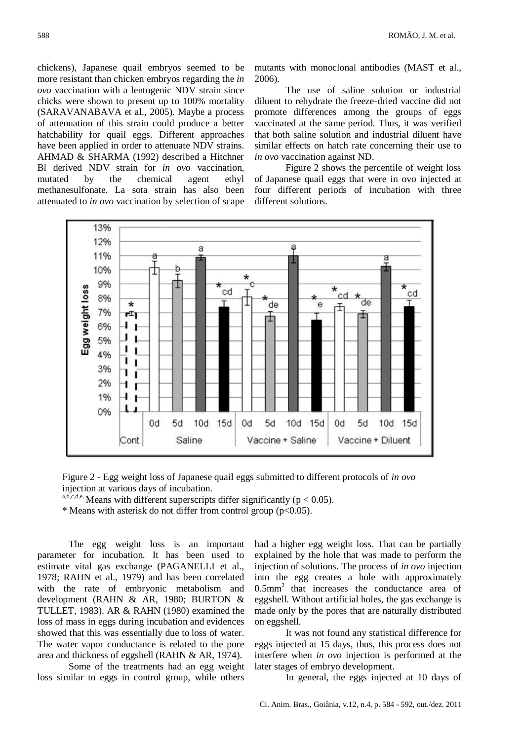chickens), Japanese quail embryos seemed to be more resistant than chicken embryos regarding the *in ovo* vaccination with a lentogenic NDV strain since chicks were shown to present up to 100% mortality (SARAVANABAVA et al., 2005). Maybe a process of attenuation of this strain could produce a better hatchability for quail eggs. Different approaches have been applied in order to attenuate NDV strains. AHMAD & SHARMA (1992) described a Hitchner Bl derived NDV strain for *in ovo* vaccination, mutated by the chemical agent ethyl methanesulfonate. La sota strain has also been attenuated to *in ovo* vaccination by selection of scape mutants with monoclonal antibodies (MAST et al., 2006).

The use of saline solution or industrial diluent to rehydrate the freeze-dried vaccine did not promote differences among the groups of eggs vaccinated at the same period. Thus, it was verified that both saline solution and industrial diluent have similar effects on hatch rate concerning their use to *in ovo* vaccination against ND.

Figure 2 shows the percentile of weight loss of Japanese quail eggs that were in ovo injected at four different periods of incubation with three different solutions.

Figure 2 - Egg weight loss of Japanese quail eggs submitted to different protocols of *in ovo* injection at various days of incubation.

[a,b,c,d,e,] Means with different superscripts differ significantly ($p < 0.05$).

* Means with asterisk do not differ from control group ($p<0.05$).

The egg weight loss is an important parameter for incubation. It has been used to estimate vital gas exchange (PAGANELLI et al., 1978; RAHN et al., 1979) and has been correlated with the rate of embryonic metabolism and development (RAHN & AR, 1980; BURTON & TULLET, 1983). AR & RAHN (1980) examined the loss of mass in eggs during incubation and evidences showed that this was essentially due to loss of water. The water vapor conductance is related to the pore area and thickness of eggshell (RAHN & AR, 1974).

Some of the treatments had an egg weight loss similar to eggs in control group, while others had a higher egg weight loss. That can be partially explained by the hole that was made to perform the injection of solutions. The process of *in ovo* injection into the egg creates a hole with approximately $0.5mm^2$ that increases the conductance area of eggshell. Without artificial holes, the gas exchange is made only by the pores that are naturally distributed on eggshell.

It was not found any statistical difference for eggs injected at 15 days, thus, this process does not interfere when *in ovo* injection is performed at the later stages of embryo development.

In general, the eggs injected at 10 days of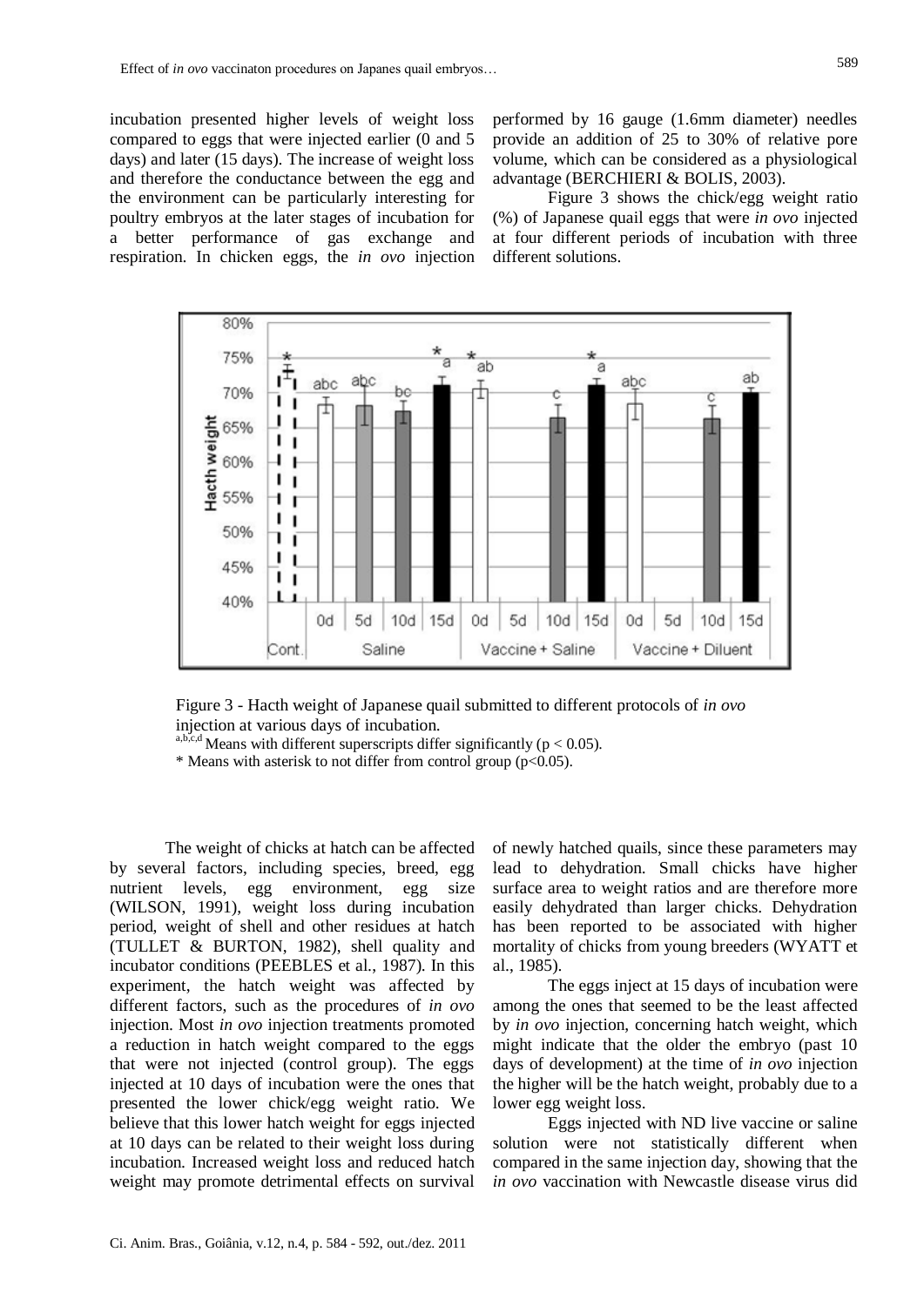incubation presented higher levels of weight loss compared to eggs that were injected earlier (0 and 5 days) and later (15 days). The increase of weight loss and therefore the conductance between the egg and the environment can be particularly interesting for poultry embryos at the later stages of incubation for a better performance of gas exchange and respiration. In chicken eggs, the *in ovo* injection performed by 16 gauge (1.6mm diameter) needles provide an addition of 25 to 30% of relative pore volume, which can be considered as a physiological advantage (BERCHIERI & BOLIS, 2003).

Figure 3 shows the chick/egg weight ratio (%) of Japanese quail eggs that were *in ovo* injected at four different periods of incubation with three different solutions.

Figure 3 - Hacth weight of Japanese quail submitted to different protocols of *in ovo* injection at various days of incubation.

[a,b,c,d] Means with different superscripts differ significantly ($p < 0.05$).

\* Means with asterisk to not differ from control group ($p<0.05$).

The weight of chicks at hatch can be affected by several factors, including species, breed, egg nutrient levels, egg environment, egg size (WILSON, 1991), weight loss during incubation period, weight of shell and other residues at hatch (TULLET & BURTON, 1982), shell quality and incubator conditions (PEEBLES et al., 1987). In this experiment, the hatch weight was affected by different factors, such as the procedures of *in ovo* injection. Most *in ovo* injection treatments promoted a reduction in hatch weight compared to the eggs that were not injected (control group). The eggs injected at 10 days of incubation were the ones that presented the lower chick/egg weight ratio. We believe that this lower hatch weight for eggs injected at 10 days can be related to their weight loss during incubation. Increased weight loss and reduced hatch weight may promote detrimental effects on survival of newly hatched quails, since these parameters may lead to dehydration. Small chicks have higher surface area to weight ratios and are therefore more easily dehydrated than larger chicks. Dehydration has been reported to be associated with higher mortality of chicks from young breeders (WYATT et al., 1985).

The eggs inject at 15 days of incubation were among the ones that seemed to be the least affected by *in ovo* injection, concerning hatch weight, which might indicate that the older the embryo (past 10 days of development) at the time of *in ovo* injection the higher will be the hatch weight, probably due to a lower egg weight loss.

Eggs injected with ND live vaccine or saline solution were not statistically different when compared in the same injection day, showing that the *in ovo* vaccination with Newcastle disease virus did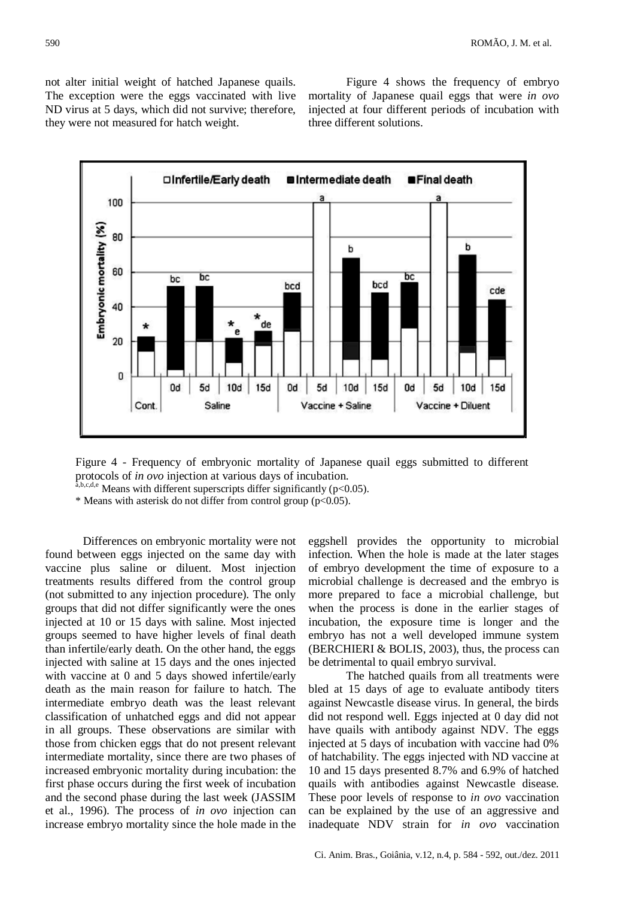not alter initial weight of hatched Japanese quails. The exception were the eggs vaccinated with live ND virus at 5 days, which did not survive; therefore, they were not measured for hatch weight.

Figure 4 shows the frequency of embryo mortality of Japanese quail eggs that were *in ovo* injected at four different periods of incubation with three different solutions.

Figure 4 - Frequency of embryonic mortality of Japanese quail eggs submitted to different protocols of *in ovo* injection at various days of incubation.
[a,b,c,d,e] Means with different superscripts differ significantly ($p<0.05$).
* Means with asterisk do not differ from control group ($p<0.05$).

Differences on embryonic mortality were not found between eggs injected on the same day with vaccine plus saline or diluent. Most injection treatments results differed from the control group (not submitted to any injection procedure). The only groups that did not differ significantly were the ones injected at 10 or 15 days with saline. Most injected groups seemed to have higher levels of final death than infertile/early death. On the other hand, the eggs injected with saline at 15 days and the ones injected with vaccine at 0 and 5 days showed infertile/early death as the main reason for failure to hatch. The intermediate embryo death was the least relevant classification of unhatched eggs and did not appear in all groups. These observations are similar with those from chicken eggs that do not present relevant intermediate mortality, since there are two phases of increased embryonic mortality during incubation: the first phase occurs during the first week of incubation and the second phase during the last week (JASSIM et al., 1996). The process of *in ovo* injection can increase embryo mortality since the hole made in the eggshell provides the opportunity to microbial infection. When the hole is made at the later stages of embryo development the time of exposure to a microbial challenge is decreased and the embryo is more prepared to face a microbial challenge, but when the process is done in the earlier stages of incubation, the exposure time is longer and the embryo has not a well developed immune system (BERCHIERI & BOLIS, 2003), thus, the process can be detrimental to quail embryo survival.

The hatched quails from all treatments were bled at 15 days of age to evaluate antibody titers against Newcastle disease virus. In general, the birds did not respond well. Eggs injected at 0 day did not have quails with antibody against NDV. The eggs injected at 5 days of incubation with vaccine had 0% of hatchability. The eggs injected with ND vaccine at 10 and 15 days presented 8.7% and 6.9% of hatched quails with antibodies against Newcastle disease. These poor levels of response to *in ovo* vaccination can be explained by the use of an aggressive and inadequate NDV strain for *in ovo* vaccination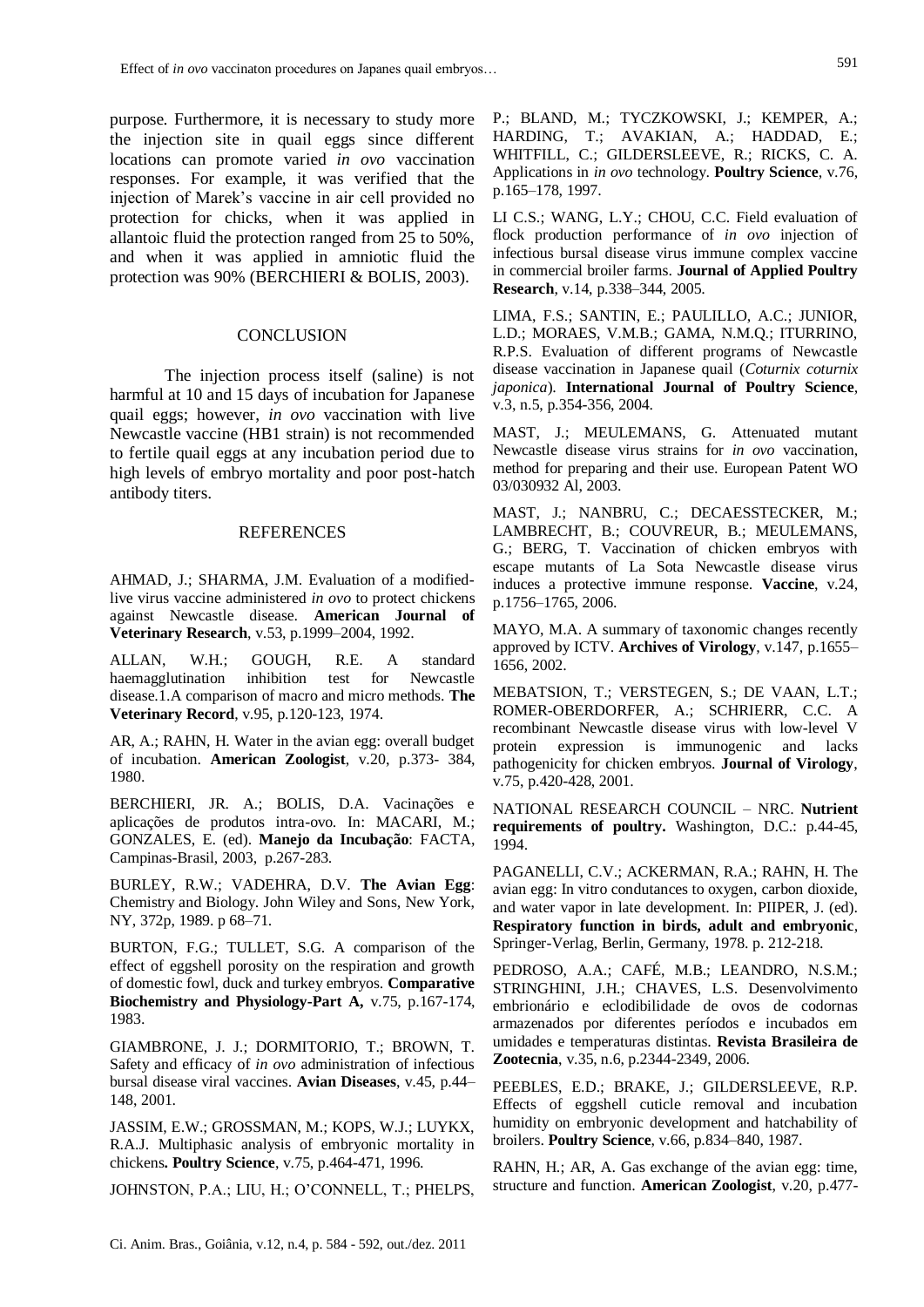purpose. Furthermore, it is necessary to study more the injection site in quail eggs since different locations can promote varied *in ovo* vaccination responses. For example, it was verified that the injection of Marek's vaccine in air cell provided no protection for chicks, when it was applied in allantoic fluid the protection ranged from 25 to 50%, and when it was applied in amniotic fluid the protection was 90% (BERCHIERI & BOLIS, 2003).

## CONCLUSION

The injection process itself (saline) is not harmful at 10 and 15 days of incubation for Japanese quail eggs; however, *in ovo* vaccination with live Newcastle vaccine (HB1 strain) is not recommended to fertile quail eggs at any incubation period due to high levels of embryo mortality and poor post-hatch antibody titers.

## REFERENCES

AHMAD, J.; SHARMA, J.M. Evaluation of a modified-live virus vaccine administered *in ovo* to protect chickens against Newcastle disease. **American Journal of Veterinary Research**, v.53, p.1999–2004, 1992.

ALLAN, W.H.; GOUGH, R.E. A standard haemagglutination inhibition test for Newcastle disease.1.A comparison of macro and micro methods. **The Veterinary Record**, v.95, p.120-123, 1974.

AR, A.; RAHN, H. Water in the avian egg: overall budget of incubation. **American Zoologist**, v.20, p.373- 384, 1980.

BERCHIERI, JR. A.; BOLIS, D.A. Vacinações e aplicações de produtos intra-ovo. In: MACARI, M.; GONZALES, E. (ed). **Manejo da Incubação**: FACTA, Campinas-Brasil, 2003, p.267-283.

BURLEY, R.W.; VADEHRA, D.V. **The Avian Egg**: Chemistry and Biology. John Wiley and Sons, New York, NY, 372p, 1989. p 68–71.

BURTON, F.G.; TULLET, S.G. A comparison of the effect of eggshell porosity on the respiration and growth of domestic fowl, duck and turkey embryos. **Comparative Biochemistry and Physiology-Part A,** v.75, p.167-174, 1983.

GIAMBRONE, J. J.; DORMITORIO, T.; BROWN, T. Safety and efficacy of *in ovo* administration of infectious bursal disease viral vaccines. **Avian Diseases**, v.45, p.44–148, 2001.

JASSIM, E.W.; GROSSMAN, M.; KOPS, W.J.; LUYKX, R.A.J. Multiphasic analysis of embryonic mortality in chickens**. Poultry Science**, v.75, p.464-471, 1996.

JOHNSTON, P.A.; LIU, H.; O'CONNELL, T.; PHELPS, P.; BLAND, M.; TYCZKOWSKI, J.; KEMPER, A.; HARDING, T.; AVAKIAN, A.; HADDAD, E.; WHITFILL, C.; GILDERSLEEVE, R.; RICKS, C. A. Applications in *in ovo* technology. **Poultry Science**, v.76, p.165–178, 1997.

LI C.S.; WANG, L.Y.; CHOU, C.C. Field evaluation of flock production performance of *in ovo* injection of infectious bursal disease virus immune complex vaccine in commercial broiler farms. **Journal of Applied Poultry Research**, v.14, p.338–344, 2005.

LIMA, F.S.; SANTIN, E.; PAULILLO, A.C.; JUNIOR, L.D.; MORAES, V.M.B.; GAMA, N.M.Q.; ITURRINO, R.P.S. Evaluation of different programs of Newcastle disease vaccination in Japanese quail (*Coturnix coturnix japonica*). **International Journal of Poultry Science**, v.3, n.5, p.354-356, 2004.

MAST, J.; MEULEMANS, G. Attenuated mutant Newcastle disease virus strains for *in ovo* vaccination, method for preparing and their use. European Patent WO 03/030932 Al, 2003.

MAST, J.; NANBRU, C.; DECAESSTECKER, M.; LAMBRECHT, B.; COUVREUR, B.; MEULEMANS, G.; BERG, T. Vaccination of chicken embryos with escape mutants of La Sota Newcastle disease virus induces a protective immune response. **Vaccine**, v.24, p.1756–1765, 2006.

MAYO, M.A. A summary of taxonomic changes recently approved by ICTV. **Archives of Virology**, v.147, p.1655–1656, 2002.

MEBATSION, T.; VERSTEGEN, S.; DE VAAN, L.T.; ROMER-OBERDORFER, A.; SCHRIERR, C.C. A recombinant Newcastle disease virus with low-level V protein expression is immunogenic and lacks pathogenicity for chicken embryos. **Journal of Virology**, v.75, p.420-428, 2001.

NATIONAL RESEARCH COUNCIL – NRC. **Nutrient requirements of poultry.** Washington, D.C.: p.44-45, 1994.

PAGANELLI, C.V.; ACKERMAN, R.A.; RAHN, H. The avian egg: In vitro condutances to oxygen, carbon dioxide, and water vapor in late development. In: PIIPER, J. (ed). **Respiratory function in birds, adult and embryonic**, Springer-Verlag, Berlin, Germany, 1978. p. 212-218.

PEDROSO, A.A.; CAFÉ, M.B.; LEANDRO, N.S.M.; STRINGHINI, J.H.; CHAVES, L.S. Desenvolvimento embrionário e eclodibilidade de ovos de codornas armazenados por diferentes períodos e incubados em umidades e temperaturas distintas. **Revista Brasileira de Zootecnia**, v.35, n.6, p.2344-2349, 2006.

PEEBLES, E.D.; BRAKE, J.; GILDERSLEEVE, R.P. Effects of eggshell cuticle removal and incubation humidity on embryonic development and hatchability of broilers. **Poultry Science**, v.66, p.834–840, 1987.

RAHN, H.; AR, A. Gas exchange of the avian egg: time, structure and function. **American Zoologist**, v.20, p.477-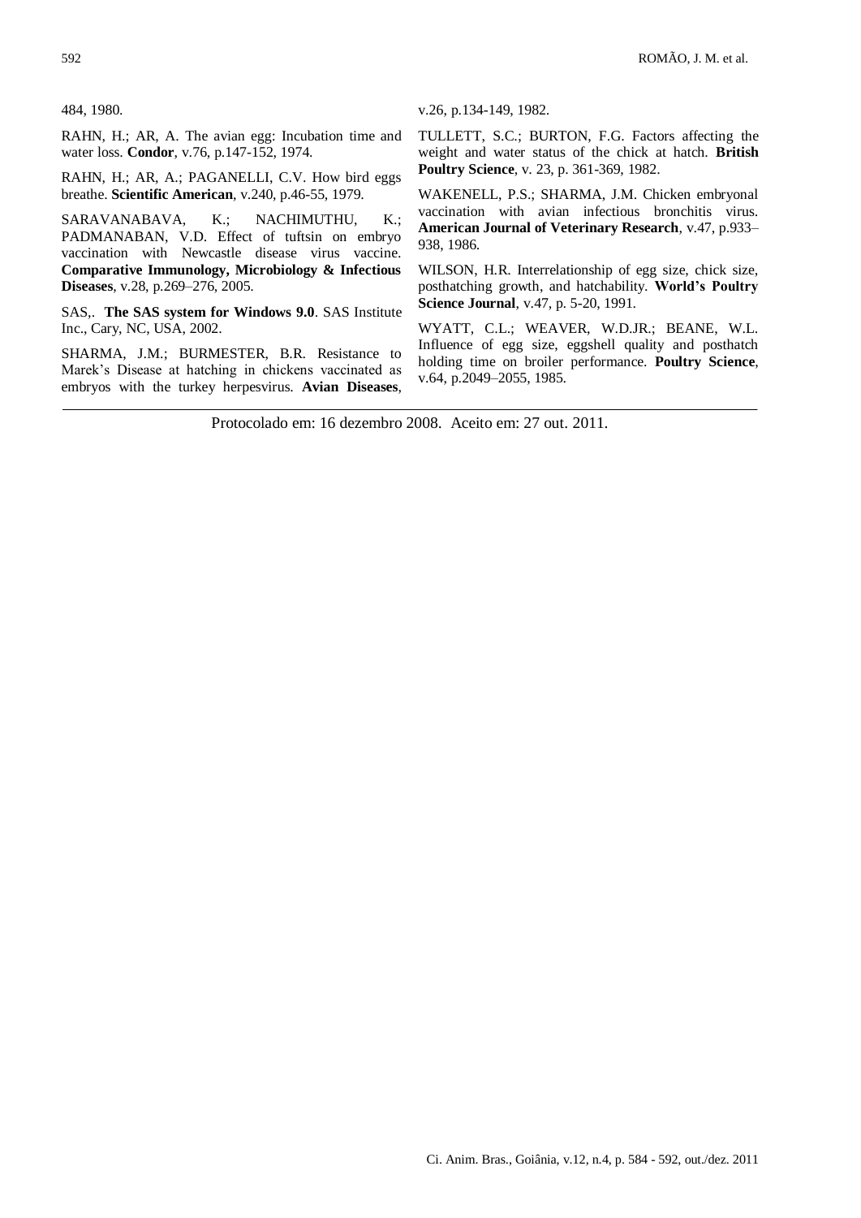484, 1980.

RAHN, H.; AR, A. The avian egg: Incubation time and water loss. **Condor**, v.76, p.147-152, 1974.

RAHN, H.; AR, A.; PAGANELLI, C.V. How bird eggs breathe. **Scientific American**, v.240, p.46-55, 1979.

SARAVANABAVA, K.; NACHIMUTHU, K.; PADMANABAN, V.D. Effect of tuftsin on embryo vaccination with Newcastle disease virus vaccine. **Comparative Immunology, Microbiology & Infectious Diseases**, v.28, p.269–276, 2005.

SAS,. **The SAS system for Windows 9.0**. SAS Institute Inc., Cary, NC, USA, 2002.

SHARMA, J.M.; BURMESTER, B.R. Resistance to Marek's Disease at hatching in chickens vaccinated as embryos with the turkey herpesvirus. **Avian Diseases**, v.26, p.134-149, 1982.

TULLETT, S.C.; BURTON, F.G. Factors affecting the weight and water status of the chick at hatch. **British Poultry Science**, v. 23, p. 361-369, 1982.

WAKENELL, P.S.; SHARMA, J.M. Chicken embryonal vaccination with avian infectious bronchitis virus. **American Journal of Veterinary Research**, v.47, p.933–938, 1986.

WILSON, H.R. Interrelationship of egg size, chick size, posthatching growth, and hatchability. **World's Poultry Science Journal**, v.47, p. 5-20, 1991.

WYATT, C.L.; WEAVER, W.D.JR.; BEANE, W.L. Influence of egg size, eggshell quality and posthatch holding time on broiler performance. **Poultry Science**, v.64, p.2049–2055, 1985.

---

Protocolado em: 16 dezembro 2008. Aceito em: 27 out. 2011.